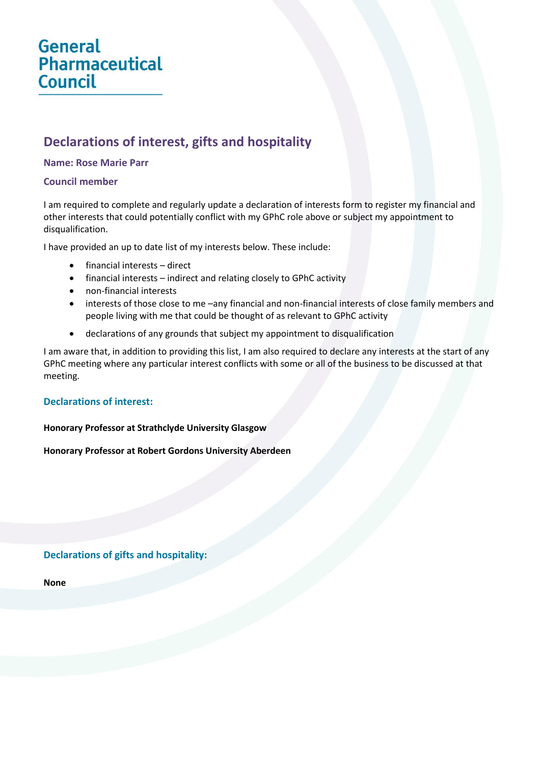General Pharmaceutical Council

# Declarations of interest, gifts and hospitality

**Name: Rose Marie Parr**

**Council member**

I am required to complete and regularly update a declaration of interests form to register my financial and other interests that could potentially conflict with my GPhC role above or subject my appointment to disqualification.

I have provided an up to date list of my interests below. These include:

- financial interests – direct
- financial interests – indirect and relating closely to GPhC activity
- non-financial interests
- interests of those close to me –any financial and non-financial interests of close family members and people living with me that could be thought of as relevant to GPhC activity
- declarations of any grounds that subject my appointment to disqualification

I am aware that, in addition to providing this list, I am also required to declare any interests at the start of any GPhC meeting where any particular interest conflicts with some or all of the business to be discussed at that meeting.

## Declarations of interest:

**Honorary Professor at Strathclyde University Glasgow**

**Honorary Professor at Robert Gordons University Aberdeen**

## Declarations of gifts and hospitality:

**None**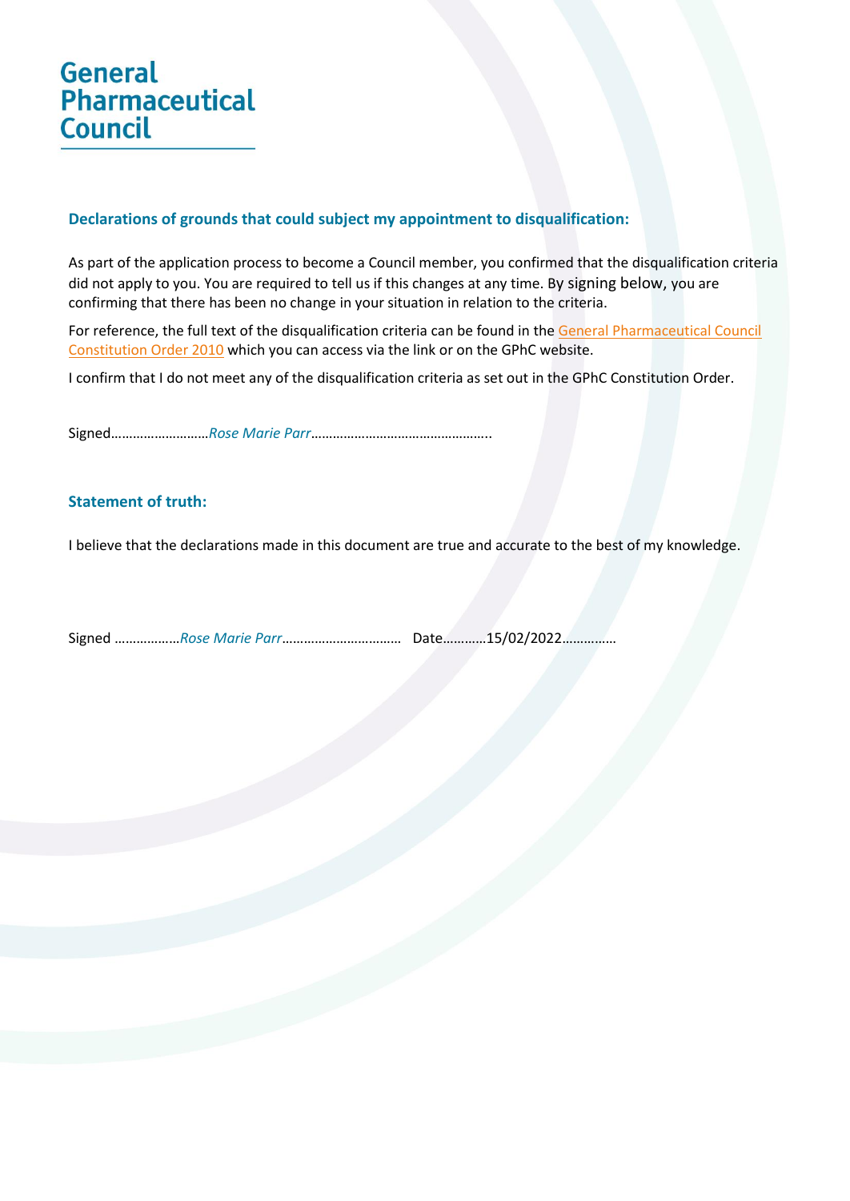General Pharmaceutical Council

### Declarations of grounds that could subject my appointment to disqualification:

As part of the application process to become a Council member, you confirmed that the disqualification criteria did not apply to you. You are required to tell us if this changes at any time. By signing below, you are confirming that there has been no change in your situation in relation to the criteria.

For reference, the full text of the disqualification criteria can be found in the General Pharmaceutical Council Constitution Order 2010 which you can access via the link or on the GPhC website.

I confirm that I do not meet any of the disqualification criteria as set out in the GPhC Constitution Order.

Signed……………………….*Rose Marie Parr*…………………………………………..

### Statement of truth:

I believe that the declarations made in this document are true and accurate to the best of my knowledge.

Signed ………………*Rose Marie Parr*……………………………  Date………..15/02/2022……………